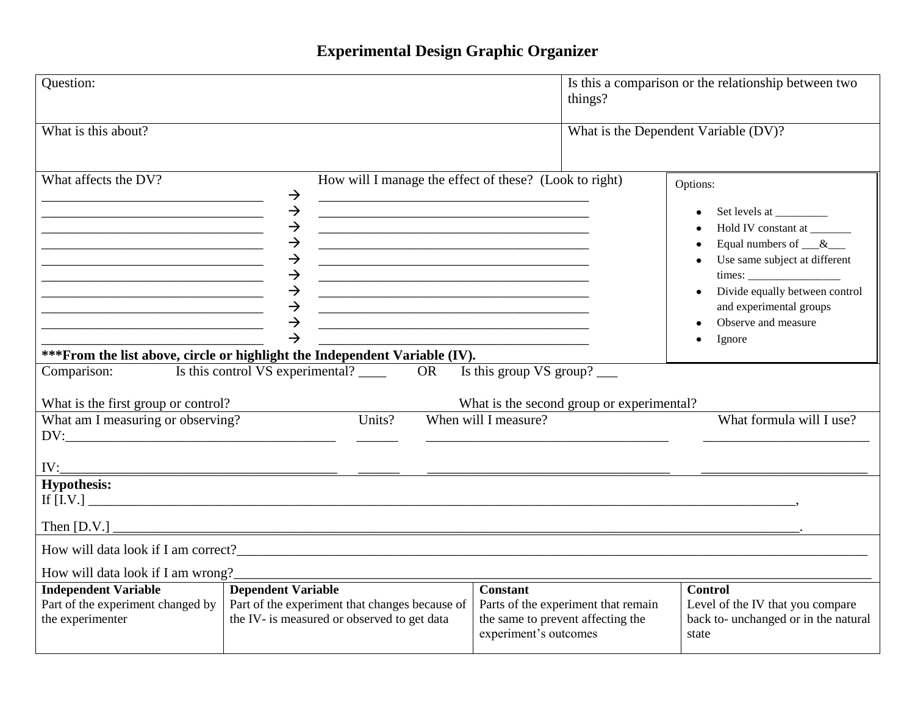# Experimental Design Graphic Organizer

| Question: | Is this a comparison or the relationship between two things? |
|---|---|
| What is this about? | What is the Dependent Variable (DV)? |

| What affects the DV? | | How will I manage the effect of these? (Look to right) |
|---|---|---|
| ________________________________ | → | _______________________________________ |
| ________________________________ | → | _______________________________________ |
| ________________________________ | → | _______________________________________ |
| ________________________________ | → | _______________________________________ |
| ________________________________ | → | _______________________________________ |
| ________________________________ | → | _______________________________________ |
| ________________________________ | → | _______________________________________ |
| ________________________________ | → | _______________________________________ |
| ________________________________ | → | _______________________________________ |
| ________________________________ | → | _______________________________________ |

Options:

- Set levels at _________
- Hold IV constant at _______
- Equal numbers of ___&___
- Use same subject at different times: ________________
- Divide equally between control and experimental groups
- Observe and measure
- Ignore

**\*\*\*From the list above, circle or highlight the Independent Variable (IV).**

Comparison: Is this control VS experimental? ____ OR Is this group VS group? ___

What is the first group or control? What is the second group or experimental?

| What am I measuring or observing? | Units? | When will I measure? | What formula will I use? |
|---|---|---|---|
| DV:_______________________________________ | ______ | ___________________________________ | ________________________ |
| IV:_______________________________________ | ______ | ___________________________________ | ________________________ |

**Hypothesis:**

If [I.V.] ____________________________________________________________________________________________,

Then [D.V.] __________________________________________________________________________________________.

How will data look if I am correct?_______________________________________________________________________________

How will data look if I am wrong?________________________________________________________________________________

| **Independent Variable** | **Dependent Variable** | **Constant** | **Control** |
|---|---|---|---|
| Part of the experiment changed by the experimenter | Part of the experiment that changes because of the IV- is measured or observed to get data | Parts of the experiment that remain the same to prevent affecting the experiment's outcomes | Level of the IV that you compare back to- unchanged or in the natural state |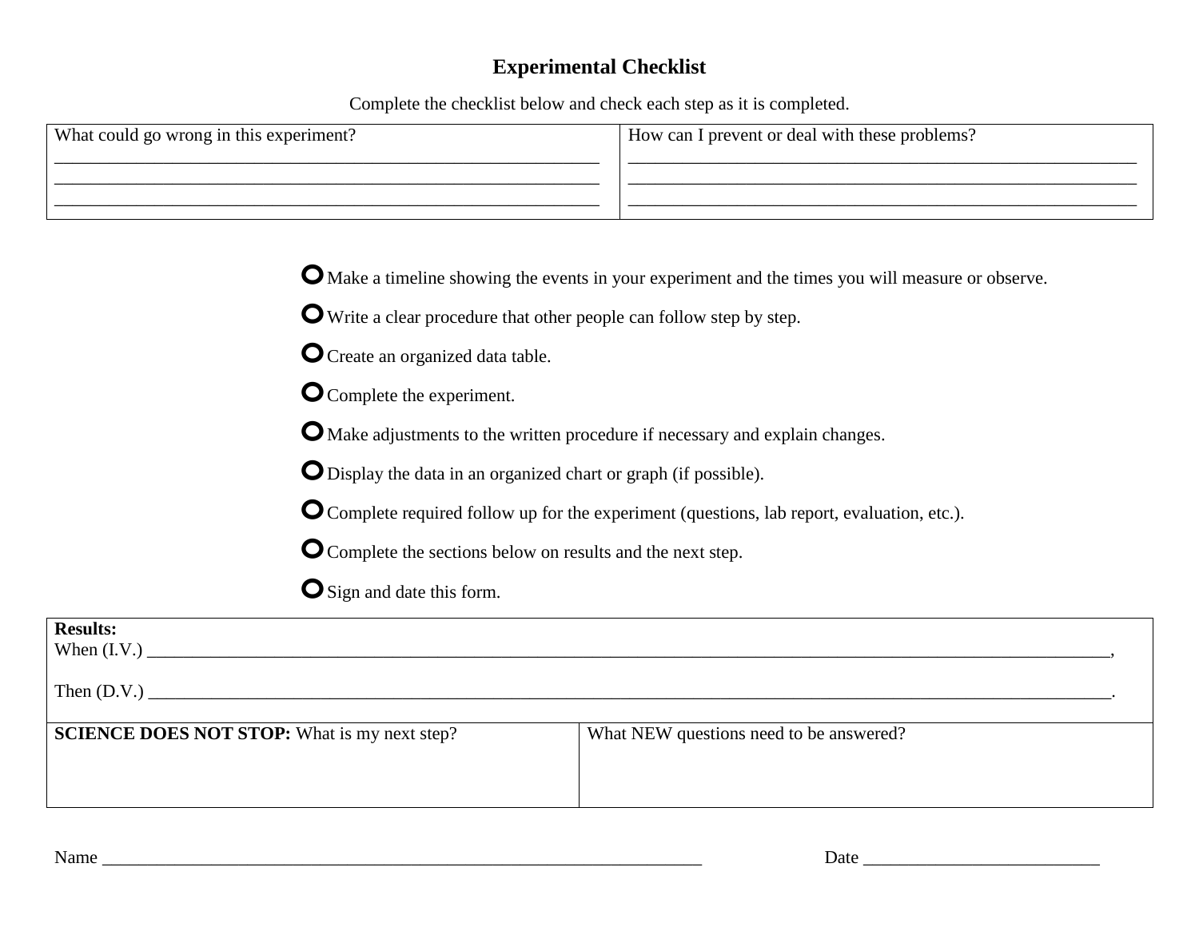## Experimental Checklist

Complete the checklist below and check each step as it is completed.

| What could go wrong in this experiment? | How can I prevent or deal with these problems? |
|---|---|
| ____________________________________________<br>____________________________________________<br>____________________________________________ | ____________________________________________<br>____________________________________________<br>____________________________________________ |

- ○ Make a timeline showing the events in your experiment and the times you will measure or observe.
- ○ Write a clear procedure that other people can follow step by step.
- ○ Create an organized data table.
- ○ Complete the experiment.
- ○ Make adjustments to the written procedure if necessary and explain changes.
- ○ Display the data in an organized chart or graph (if possible).
- ○ Complete required follow up for the experiment (questions, lab report, evaluation, etc.).
- ○ Complete the sections below on results and the next step.
- ○ Sign and date this form.

| | |
|---|---|
| **Results:**<br>When (I.V.) ____________________________________________,<br><br>Then (D.V.) ____________________________________________. | |
| **SCIENCE DOES NOT STOP:** What is my next step? | What NEW questions need to be answered? |

Name ____________________________________________ Date ___________________________